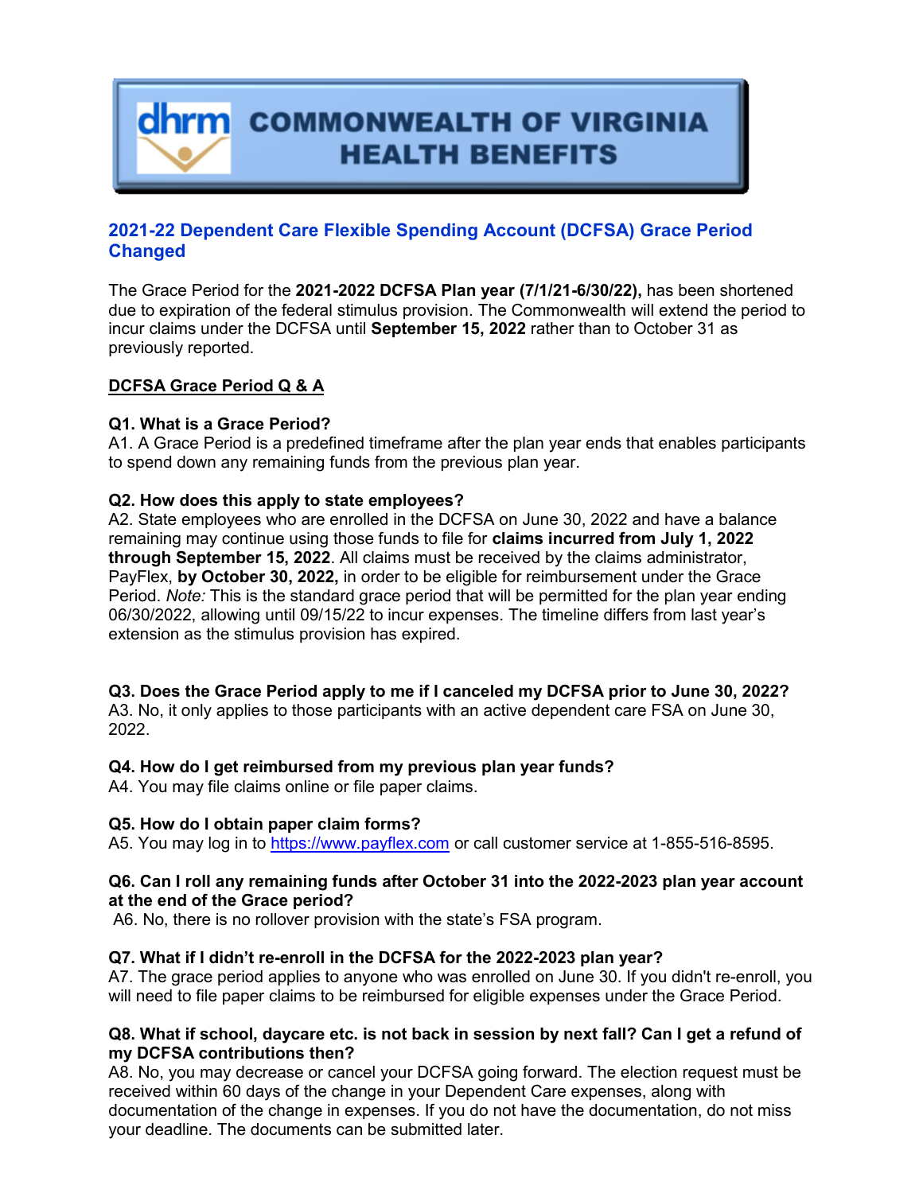# COMMONWEALTH OF VIRGINIA HEALTH BENEFITS

## 2021-22 Dependent Care Flexible Spending Account (DCFSA) Grace Period Changed

The Grace Period for the **2021-2022 DCFSA Plan year (7/1/21-6/30/22),** has been shortened due to expiration of the federal stimulus provision. The Commonwealth will extend the period to incur claims under the DCFSA until **September 15, 2022** rather than to October 31 as previously reported.

### DCFSA Grace Period Q & A

**Q1. What is a Grace Period?**
A1. A Grace Period is a predefined timeframe after the plan year ends that enables participants to spend down any remaining funds from the previous plan year.

**Q2. How does this apply to state employees?**
A2. State employees who are enrolled in the DCFSA on June 30, 2022 and have a balance remaining may continue using those funds to file for **claims incurred from July 1, 2022 through September 15, 2022**. All claims must be received by the claims administrator, PayFlex, **by October 30, 2022,** in order to be eligible for reimbursement under the Grace Period. *Note:* This is the standard grace period that will be permitted for the plan year ending 06/30/2022, allowing until 09/15/22 to incur expenses. The timeline differs from last year's extension as the stimulus provision has expired.

**Q3. Does the Grace Period apply to me if I canceled my DCFSA prior to June 30, 2022?**
A3. No, it only applies to those participants with an active dependent care FSA on June 30, 2022.

**Q4. How do I get reimbursed from my previous plan year funds?**
A4. You may file claims online or file paper claims.

**Q5. How do I obtain paper claim forms?**
A5. You may log in to https://www.payflex.com or call customer service at 1-855-516-8595.

**Q6. Can I roll any remaining funds after October 31 into the 2022-2023 plan year account at the end of the Grace period?**
A6. No, there is no rollover provision with the state's FSA program.

**Q7. What if I didn't re-enroll in the DCFSA for the 2022-2023 plan year?**
A7. The grace period applies to anyone who was enrolled on June 30. If you didn't re-enroll, you will need to file paper claims to be reimbursed for eligible expenses under the Grace Period.

**Q8. What if school, daycare etc. is not back in session by next fall? Can I get a refund of my DCFSA contributions then?**
A8. No, you may decrease or cancel your DCFSA going forward. The election request must be received within 60 days of the change in your Dependent Care expenses, along with documentation of the change in expenses. If you do not have the documentation, do not miss your deadline. The documents can be submitted later.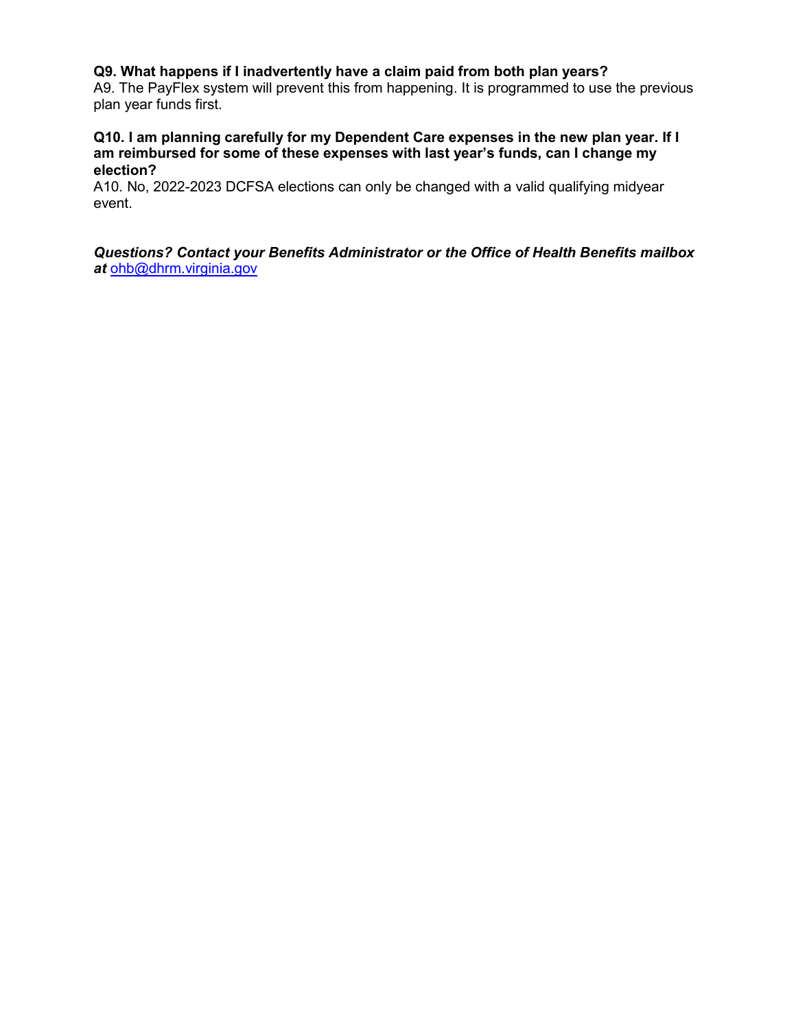**Q9. What happens if I inadvertently have a claim paid from both plan years?**
A9. The PayFlex system will prevent this from happening. It is programmed to use the previous plan year funds first.

**Q10. I am planning carefully for my Dependent Care expenses in the new plan year. If I am reimbursed for some of these expenses with last year's funds, can I change my election?**
A10. No, 2022-2023 DCFSA elections can only be changed with a valid qualifying midyear event.

***Questions? Contact your Benefits Administrator or the Office of Health Benefits mailbox at*** ohb@dhrm.virginia.gov